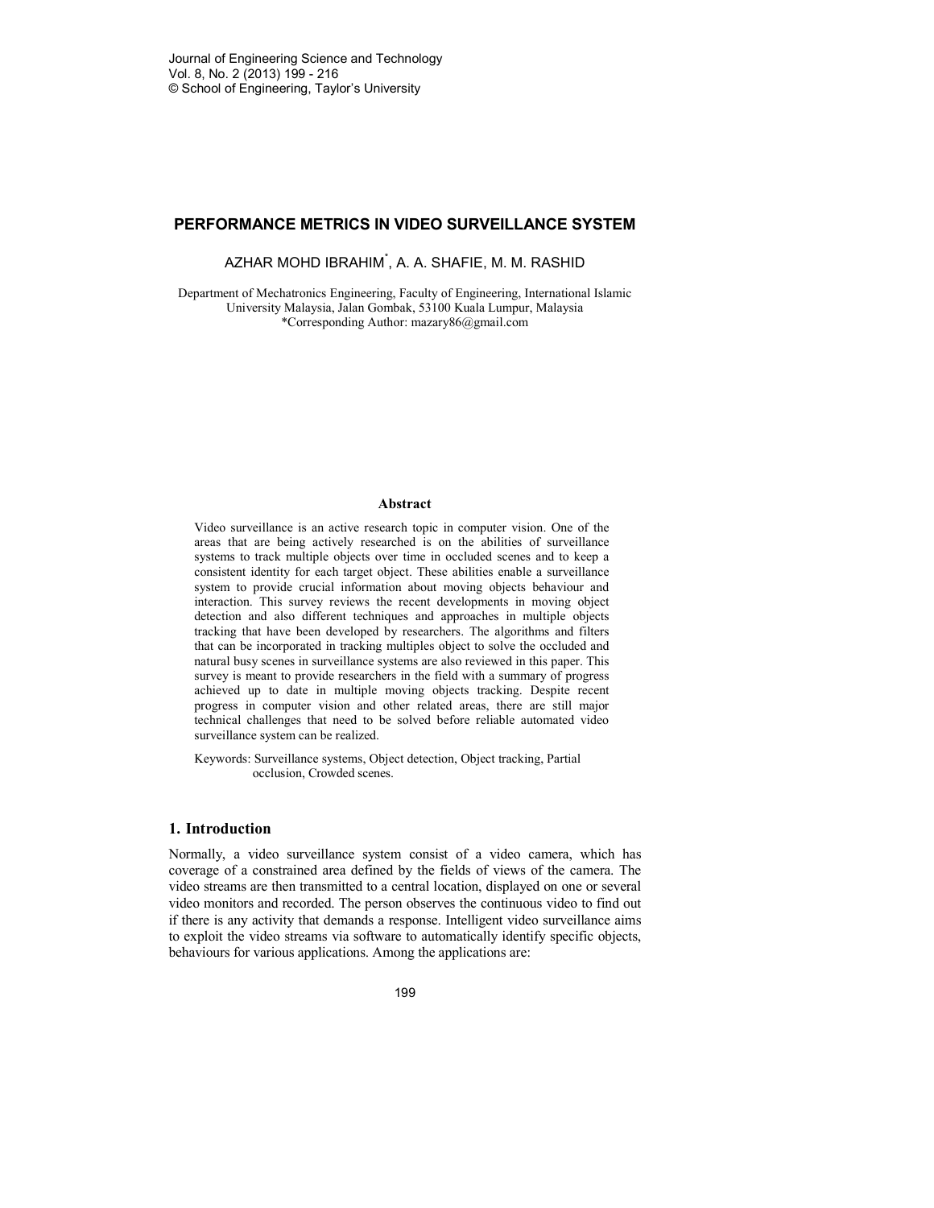# PERFORMANCE METRICS IN VIDEO SURVEILLANCE SYSTEM

AZHAR MOHD IBRAHIM*, A. A. SHAFIE, M. M. RASHID

Department of Mechatronics Engineering, Faculty of Engineering, International Islamic University Malaysia, Jalan Gombak, 53100 Kuala Lumpur, Malaysia
*Corresponding Author: mazary86@gmail.com

### Abstract

Video surveillance is an active research topic in computer vision. One of the areas that are being actively researched is on the abilities of surveillance systems to track multiple objects over time in occluded scenes and to keep a consistent identity for each target object. These abilities enable a surveillance system to provide crucial information about moving objects behaviour and interaction. This survey reviews the recent developments in moving object detection and also different techniques and approaches in multiple objects tracking that have been developed by researchers. The algorithms and filters that can be incorporated in tracking multiples object to solve the occluded and natural busy scenes in surveillance systems are also reviewed in this paper. This survey is meant to provide researchers in the field with a summary of progress achieved up to date in multiple moving objects tracking. Despite recent progress in computer vision and other related areas, there are still major technical challenges that need to be solved before reliable automated video surveillance system can be realized.

Keywords: Surveillance systems, Object detection, Object tracking, Partial occlusion, Crowded scenes.

## 1. Introduction

Normally, a video surveillance system consist of a video camera, which has coverage of a constrained area defined by the fields of views of the camera. The video streams are then transmitted to a central location, displayed on one or several video monitors and recorded. The person observes the continuous video to find out if there is any activity that demands a response. Intelligent video surveillance aims to exploit the video streams via software to automatically identify specific objects, behaviours for various applications. Among the applications are: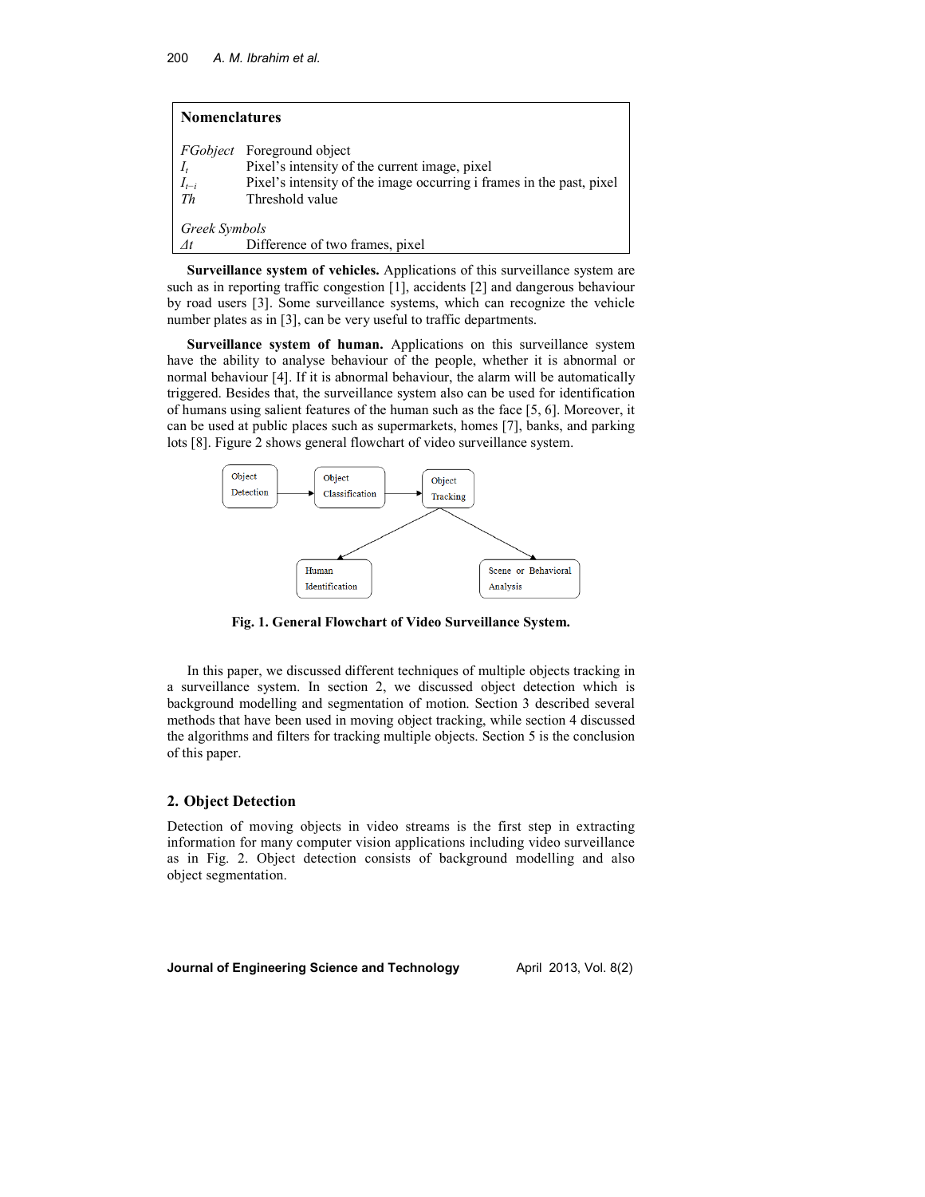**Nomenclatures**

| | |
|---|---|
| *FGobject* | Foreground object |
| $I_t$ | Pixel's intensity of the current image, pixel |
| $I_{t-i}$ | Pixel's intensity of the image occurring i frames in the past, pixel |
| *Th* | Threshold value |

*Greek Symbols*

| | |
|---|---|
| $\Delta t$ | Difference of two frames, pixel |

**Surveillance system of vehicles.** Applications of this surveillance system are such as in reporting traffic congestion [1], accidents [2] and dangerous behaviour by road users [3]. Some surveillance systems, which can recognize the vehicle number plates as in [3], can be very useful to traffic departments.

**Surveillance system of human.** Applications on this surveillance system have the ability to analyse behaviour of the people, whether it is abnormal or normal behaviour [4]. If it is abnormal behaviour, the alarm will be automatically triggered. Besides that, the surveillance system also can be used for identification of humans using salient features of the human such as the face [5, 6]. Moreover, it can be used at public places such as supermarkets, homes [7], banks, and parking lots [8]. Figure 2 shows general flowchart of video surveillance system.

Object Detection → Object Classification → Object Tracking → Human Identification / Scene or Behavioral Analysis

**Fig. 1. General Flowchart of Video Surveillance System.**

In this paper, we discussed different techniques of multiple objects tracking in a surveillance system. In section 2, we discussed object detection which is background modelling and segmentation of motion. Section 3 described several methods that have been used in moving object tracking, while section 4 discussed the algorithms and filters for tracking multiple objects. Section 5 is the conclusion of this paper.

## 2. Object Detection

Detection of moving objects in video streams is the first step in extracting information for many computer vision applications including video surveillance as in Fig. 2. Object detection consists of background modelling and also object segmentation.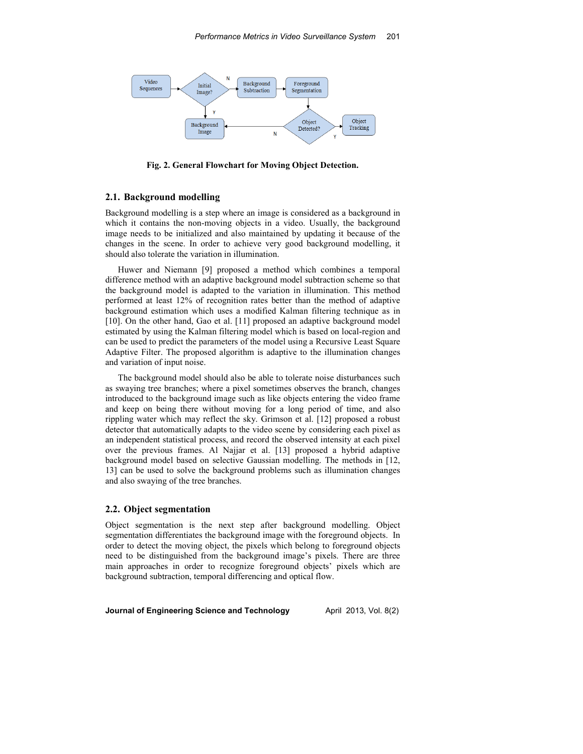Fig. 2. General Flowchart for Moving Object Detection.

## 2.1. Background modelling

Background modelling is a step where an image is considered as a background in which it contains the non-moving objects in a video. Usually, the background image needs to be initialized and also maintained by updating it because of the changes in the scene. In order to achieve very good background modelling, it should also tolerate the variation in illumination.

Huwer and Niemann [9] proposed a method which combines a temporal difference method with an adaptive background model subtraction scheme so that the background model is adapted to the variation in illumination. This method performed at least 12% of recognition rates better than the method of adaptive background estimation which uses a modified Kalman filtering technique as in [10]. On the other hand, Gao et al. [11] proposed an adaptive background model estimated by using the Kalman filtering model which is based on local-region and can be used to predict the parameters of the model using a Recursive Least Square Adaptive Filter. The proposed algorithm is adaptive to the illumination changes and variation of input noise.

The background model should also be able to tolerate noise disturbances such as swaying tree branches; where a pixel sometimes observes the branch, changes introduced to the background image such as like objects entering the video frame and keep on being there without moving for a long period of time, and also rippling water which may reflect the sky. Grimson et al. [12] proposed a robust detector that automatically adapts to the video scene by considering each pixel as an independent statistical process, and record the observed intensity at each pixel over the previous frames. Al Najjar et al. [13] proposed a hybrid adaptive background model based on selective Gaussian modelling. The methods in [12, 13] can be used to solve the background problems such as illumination changes and also swaying of the tree branches.

## 2.2. Object segmentation

Object segmentation is the next step after background modelling. Object segmentation differentiates the background image with the foreground objects. In order to detect the moving object, the pixels which belong to foreground objects need to be distinguished from the background image's pixels. There are three main approaches in order to recognize foreground objects' pixels which are background subtraction, temporal differencing and optical flow.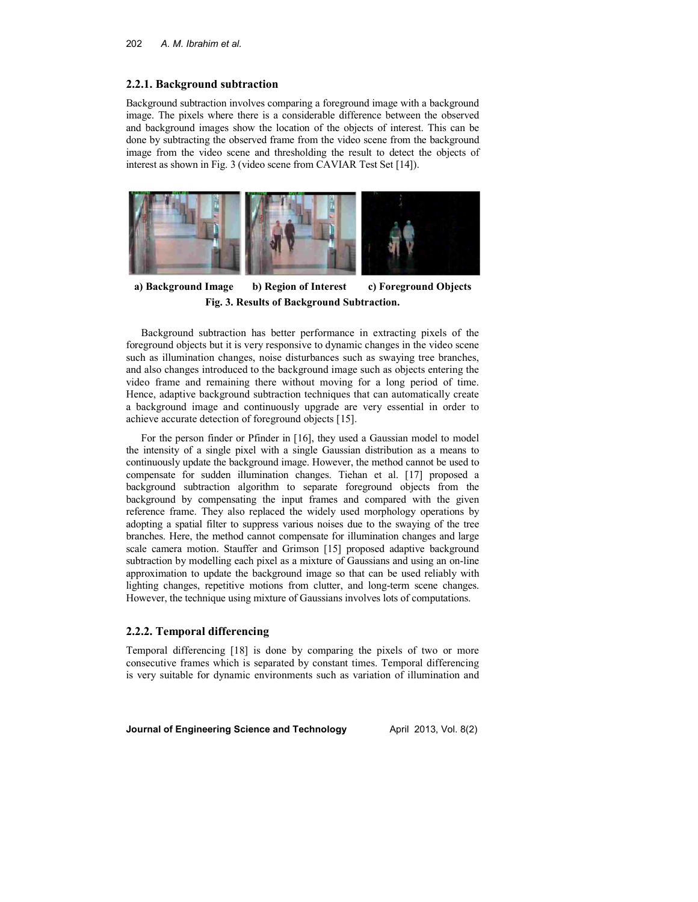### 2.2.1. Background subtraction

Background subtraction involves comparing a foreground image with a background image. The pixels where there is a considerable difference between the observed and background images show the location of the objects of interest. This can be done by subtracting the observed frame from the video scene from the background image from the video scene and thresholding the result to detect the objects of interest as shown in Fig. 3 (video scene from CAVIAR Test Set [14]).

**a) Background Image b) Region of Interest c) Foreground Objects**

**Fig. 3. Results of Background Subtraction.**

Background subtraction has better performance in extracting pixels of the foreground objects but it is very responsive to dynamic changes in the video scene such as illumination changes, noise disturbances such as swaying tree branches, and also changes introduced to the background image such as objects entering the video frame and remaining there without moving for a long period of time. Hence, adaptive background subtraction techniques that can automatically create a background image and continuously upgrade are very essential in order to achieve accurate detection of foreground objects [15].

For the person finder or Pfinder in [16], they used a Gaussian model to model the intensity of a single pixel with a single Gaussian distribution as a means to continuously update the background image. However, the method cannot be used to compensate for sudden illumination changes. Tiehan et al. [17] proposed a background subtraction algorithm to separate foreground objects from the background by compensating the input frames and compared with the given reference frame. They also replaced the widely used morphology operations by adopting a spatial filter to suppress various noises due to the swaying of the tree branches. Here, the method cannot compensate for illumination changes and large scale camera motion. Stauffer and Grimson [15] proposed adaptive background subtraction by modelling each pixel as a mixture of Gaussians and using an on-line approximation to update the background image so that can be used reliably with lighting changes, repetitive motions from clutter, and long-term scene changes. However, the technique using mixture of Gaussians involves lots of computations.

### 2.2.2. Temporal differencing

Temporal differencing [18] is done by comparing the pixels of two or more consecutive frames which is separated by constant times. Temporal differencing is very suitable for dynamic environments such as variation of illumination and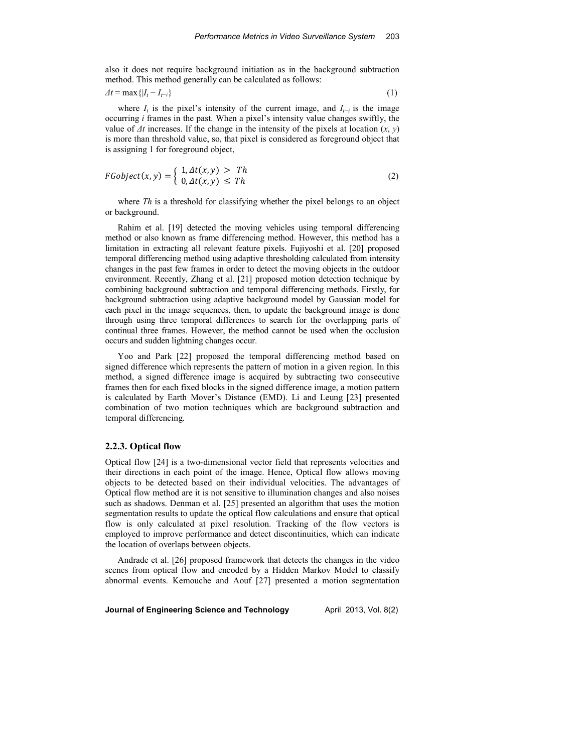also it does not require background initiation as in the background subtraction method. This method generally can be calculated as follows:

$$\Delta t = \max\{|I_t - I_{t-i}\} \tag{1}$$

where $I_t$ is the pixel's intensity of the current image, and $I_{t-i}$ is the image occurring *i* frames in the past. When a pixel's intensity value changes swiftly, the value of $\Delta t$ increases. If the change in the intensity of the pixels at location $(x, y)$ is more than threshold value, so, that pixel is considered as foreground object that is assigning 1 for foreground object,

$$FGobject(x, y) = \begin{cases} 1, \Delta t(x, y) > Th \\ 0, \Delta t(x, y) \leq Th \end{cases} \tag{2}$$

where *Th* is a threshold for classifying whether the pixel belongs to an object or background.

Rahim et al. [19] detected the moving vehicles using temporal differencing method or also known as frame differencing method. However, this method has a limitation in extracting all relevant feature pixels. Fujiyoshi et al. [20] proposed temporal differencing method using adaptive thresholding calculated from intensity changes in the past few frames in order to detect the moving objects in the outdoor environment. Recently, Zhang et al. [21] proposed motion detection technique by combining background subtraction and temporal differencing methods. Firstly, for background subtraction using adaptive background model by Gaussian model for each pixel in the image sequences, then, to update the background image is done through using three temporal differences to search for the overlapping parts of continual three frames. However, the method cannot be used when the occlusion occurs and sudden lightning changes occur.

Yoo and Park [22] proposed the temporal differencing method based on signed difference which represents the pattern of motion in a given region. In this method, a signed difference image is acquired by subtracting two consecutive frames then for each fixed blocks in the signed difference image, a motion pattern is calculated by Earth Mover's Distance (EMD). Li and Leung [23] presented combination of two motion techniques which are background subtraction and temporal differencing.

### 2.2.3. Optical flow

Optical flow [24] is a two-dimensional vector field that represents velocities and their directions in each point of the image. Hence, Optical flow allows moving objects to be detected based on their individual velocities. The advantages of Optical flow method are it is not sensitive to illumination changes and also noises such as shadows. Denman et al. [25] presented an algorithm that uses the motion segmentation results to update the optical flow calculations and ensure that optical flow is only calculated at pixel resolution. Tracking of the flow vectors is employed to improve performance and detect discontinuities, which can indicate the location of overlaps between objects.

Andrade et al. [26] proposed framework that detects the changes in the video scenes from optical flow and encoded by a Hidden Markov Model to classify abnormal events. Kemouche and Aouf [27] presented a motion segmentation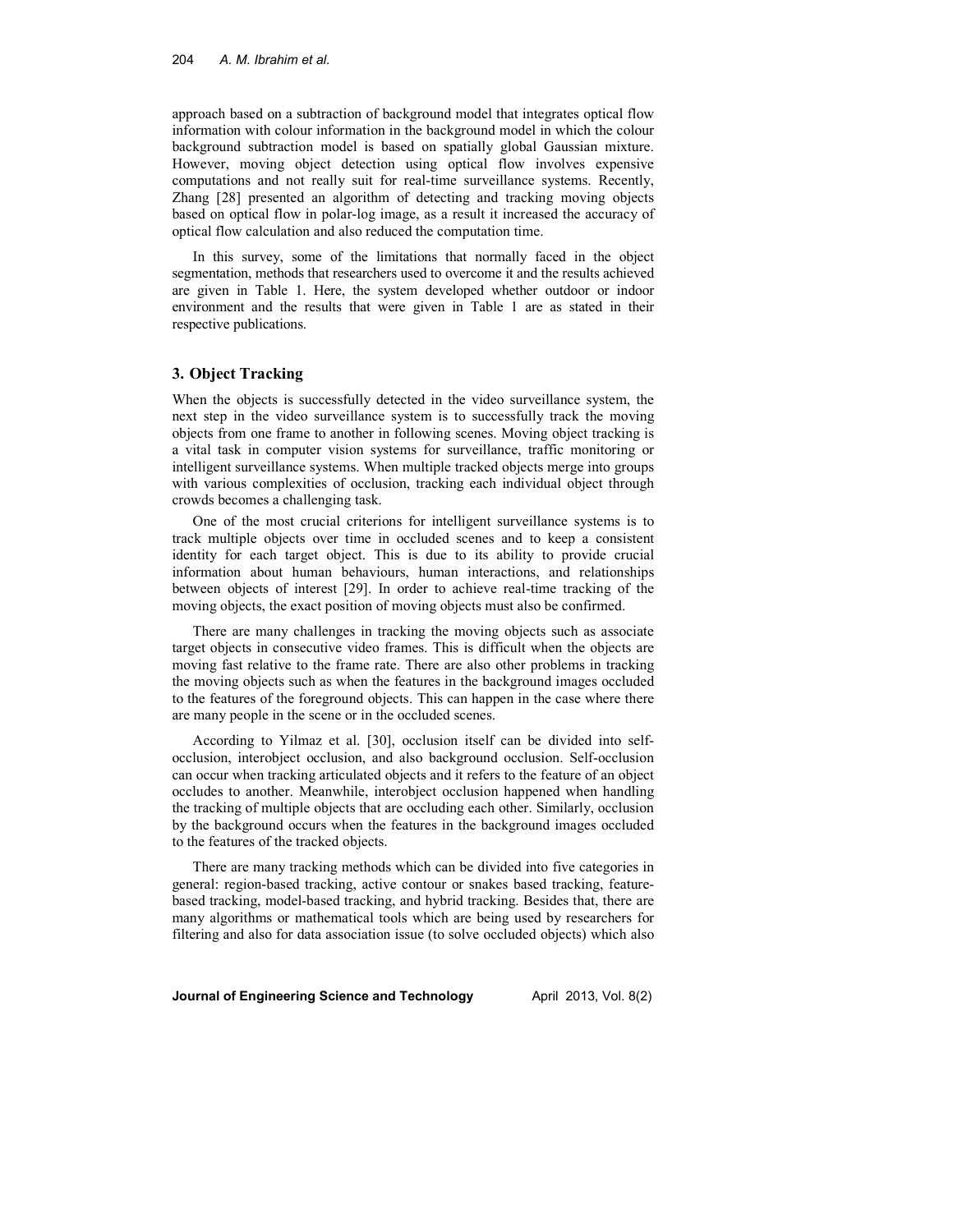approach based on a subtraction of background model that integrates optical flow information with colour information in the background model in which the colour background subtraction model is based on spatially global Gaussian mixture. However, moving object detection using optical flow involves expensive computations and not really suit for real-time surveillance systems. Recently, Zhang [28] presented an algorithm of detecting and tracking moving objects based on optical flow in polar-log image, as a result it increased the accuracy of optical flow calculation and also reduced the computation time.

In this survey, some of the limitations that normally faced in the object segmentation, methods that researchers used to overcome it and the results achieved are given in Table 1. Here, the system developed whether outdoor or indoor environment and the results that were given in Table 1 are as stated in their respective publications.

## 3. Object Tracking

When the objects is successfully detected in the video surveillance system, the next step in the video surveillance system is to successfully track the moving objects from one frame to another in following scenes. Moving object tracking is a vital task in computer vision systems for surveillance, traffic monitoring or intelligent surveillance systems. When multiple tracked objects merge into groups with various complexities of occlusion, tracking each individual object through crowds becomes a challenging task.

One of the most crucial criterions for intelligent surveillance systems is to track multiple objects over time in occluded scenes and to keep a consistent identity for each target object. This is due to its ability to provide crucial information about human behaviours, human interactions, and relationships between objects of interest [29]. In order to achieve real-time tracking of the moving objects, the exact position of moving objects must also be confirmed.

There are many challenges in tracking the moving objects such as associate target objects in consecutive video frames. This is difficult when the objects are moving fast relative to the frame rate. There are also other problems in tracking the moving objects such as when the features in the background images occluded to the features of the foreground objects. This can happen in the case where there are many people in the scene or in the occluded scenes.

According to Yilmaz et al. [30], occlusion itself can be divided into self-occlusion, interobject occlusion, and also background occlusion. Self-occlusion can occur when tracking articulated objects and it refers to the feature of an object occludes to another. Meanwhile, interobject occlusion happened when handling the tracking of multiple objects that are occluding each other. Similarly, occlusion by the background occurs when the features in the background images occluded to the features of the tracked objects.

There are many tracking methods which can be divided into five categories in general: region-based tracking, active contour or snakes based tracking, feature-based tracking, model-based tracking, and hybrid tracking. Besides that, there are many algorithms or mathematical tools which are being used by researchers for filtering and also for data association issue (to solve occluded objects) which also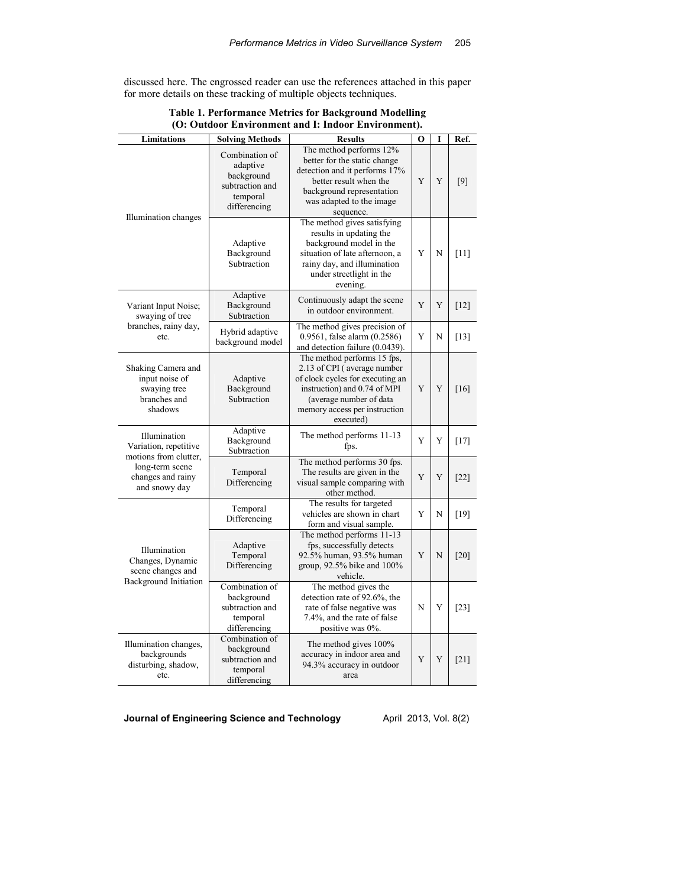discussed here. The engrossed reader can use the references attached in this paper for more details on these tracking of multiple objects techniques.

**Table 1. Performance Metrics for Background Modelling (O: Outdoor Environment and I: Indoor Environment).**

| Limitations | Solving Methods | Results | O | I | Ref. |
|---|---|---|---|---|---|
| Illumination changes | Combination of adaptive background subtraction and temporal differencing | The method performs 12% better for the static change detection and it performs 17% better result when the background representation was adapted to the image sequence. | Y | Y | [9] |
| | Adaptive Background Subtraction | The method gives satisfying results in updating the background model in the situation of late afternoon, a rainy day, and illumination under streetlight in the evening. | Y | N | [11] |
| Variant Input Noise; swaying of tree branches, rainy day, etc. | Adaptive Background Subtraction | Continuously adapt the scene in outdoor environment. | Y | Y | [12] |
| | Hybrid adaptive background model | The method gives precision of 0.9561, false alarm (0.2586) and detection failure (0.0439). | Y | N | [13] |
| Shaking Camera and input noise of swaying tree branches and shadows | Adaptive Background Subtraction | The method performs 15 fps, 2.13 of CPI ( average number of clock cycles for executing an instruction) and 0.74 of MPI (average number of data memory access per instruction executed) | Y | Y | [16] |
| Illumination Variation, repetitive motions from clutter, long-term scene changes and rainy and snowy day | Adaptive Background Subtraction | The method performs 11-13 fps. | Y | Y | [17] |
| | Temporal Differencing | The method performs 30 fps. The results are given in the visual sample comparing with other method. | Y | Y | [22] |
| Illumination Changes, Dynamic scene changes and Background Initiation | Temporal Differencing | The results for targeted vehicles are shown in chart form and visual sample. | Y | N | [19] |
| | Adaptive Temporal Differencing | The method performs 11-13 fps, successfully detects 92.5% human, 93.5% human group, 92.5% bike and 100% vehicle. | Y | N | [20] |
| | Combination of background subtraction and temporal differencing | The method gives the detection rate of 92.6%, the rate of false negative was 7.4%, and the rate of false positive was 0%. | N | Y | [23] |
| Illumination changes, backgrounds disturbing, shadow, etc. | Combination of background subtraction and temporal differencing | The method gives 100% accuracy in indoor area and 94.3% accuracy in outdoor area | Y | Y | [21] |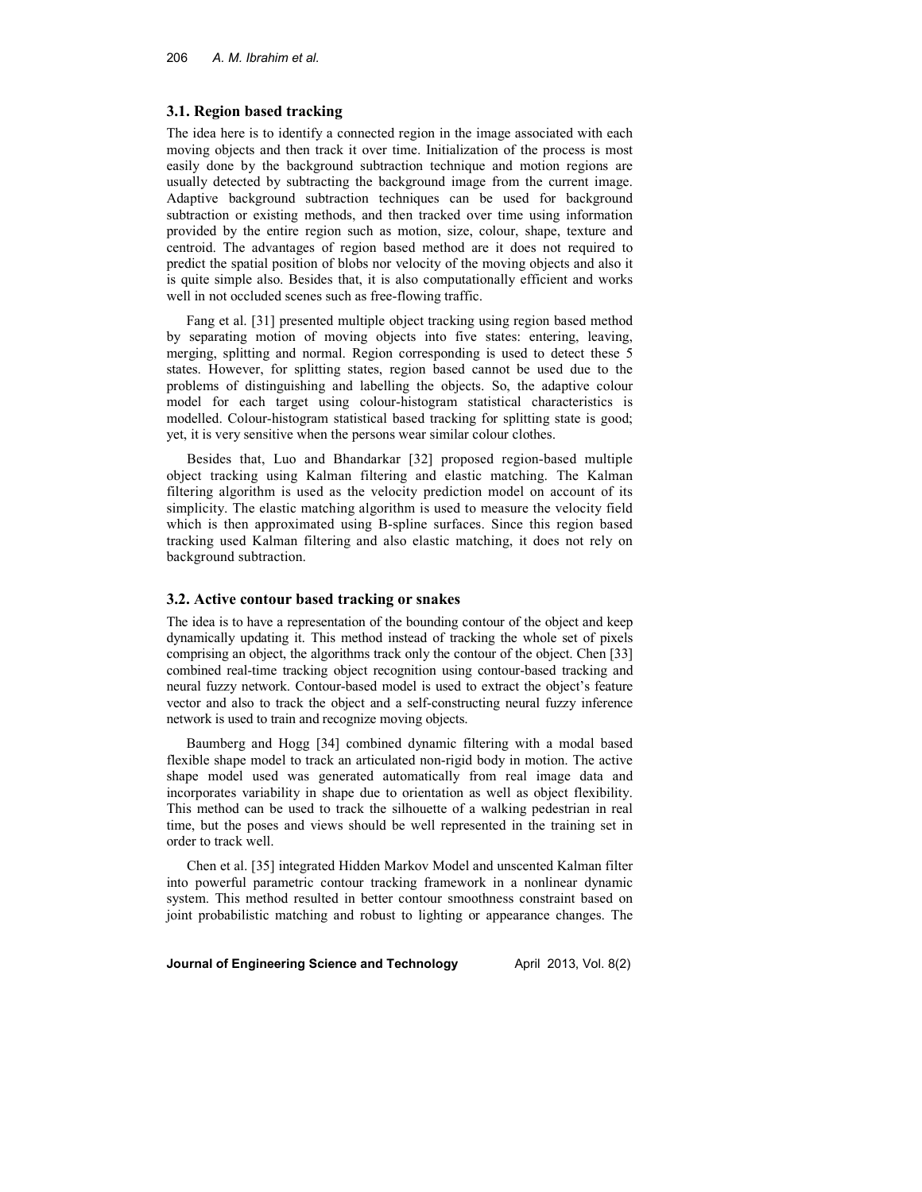### 3.1. Region based tracking

The idea here is to identify a connected region in the image associated with each moving objects and then track it over time. Initialization of the process is most easily done by the background subtraction technique and motion regions are usually detected by subtracting the background image from the current image. Adaptive background subtraction techniques can be used for background subtraction or existing methods, and then tracked over time using information provided by the entire region such as motion, size, colour, shape, texture and centroid. The advantages of region based method are it does not required to predict the spatial position of blobs nor velocity of the moving objects and also it is quite simple also. Besides that, it is also computationally efficient and works well in not occluded scenes such as free-flowing traffic.

Fang et al. [31] presented multiple object tracking using region based method by separating motion of moving objects into five states: entering, leaving, merging, splitting and normal. Region corresponding is used to detect these 5 states. However, for splitting states, region based cannot be used due to the problems of distinguishing and labelling the objects. So, the adaptive colour model for each target using colour-histogram statistical characteristics is modelled. Colour-histogram statistical based tracking for splitting state is good; yet, it is very sensitive when the persons wear similar colour clothes.

Besides that, Luo and Bhandarkar [32] proposed region-based multiple object tracking using Kalman filtering and elastic matching. The Kalman filtering algorithm is used as the velocity prediction model on account of its simplicity. The elastic matching algorithm is used to measure the velocity field which is then approximated using B-spline surfaces. Since this region based tracking used Kalman filtering and also elastic matching, it does not rely on background subtraction.

### 3.2. Active contour based tracking or snakes

The idea is to have a representation of the bounding contour of the object and keep dynamically updating it. This method instead of tracking the whole set of pixels comprising an object, the algorithms track only the contour of the object. Chen [33] combined real-time tracking object recognition using contour-based tracking and neural fuzzy network. Contour-based model is used to extract the object's feature vector and also to track the object and a self-constructing neural fuzzy inference network is used to train and recognize moving objects.

Baumberg and Hogg [34] combined dynamic filtering with a modal based flexible shape model to track an articulated non-rigid body in motion. The active shape model used was generated automatically from real image data and incorporates variability in shape due to orientation as well as object flexibility. This method can be used to track the silhouette of a walking pedestrian in real time, but the poses and views should be well represented in the training set in order to track well.

Chen et al. [35] integrated Hidden Markov Model and unscented Kalman filter into powerful parametric contour tracking framework in a nonlinear dynamic system. This method resulted in better contour smoothness constraint based on joint probabilistic matching and robust to lighting or appearance changes. The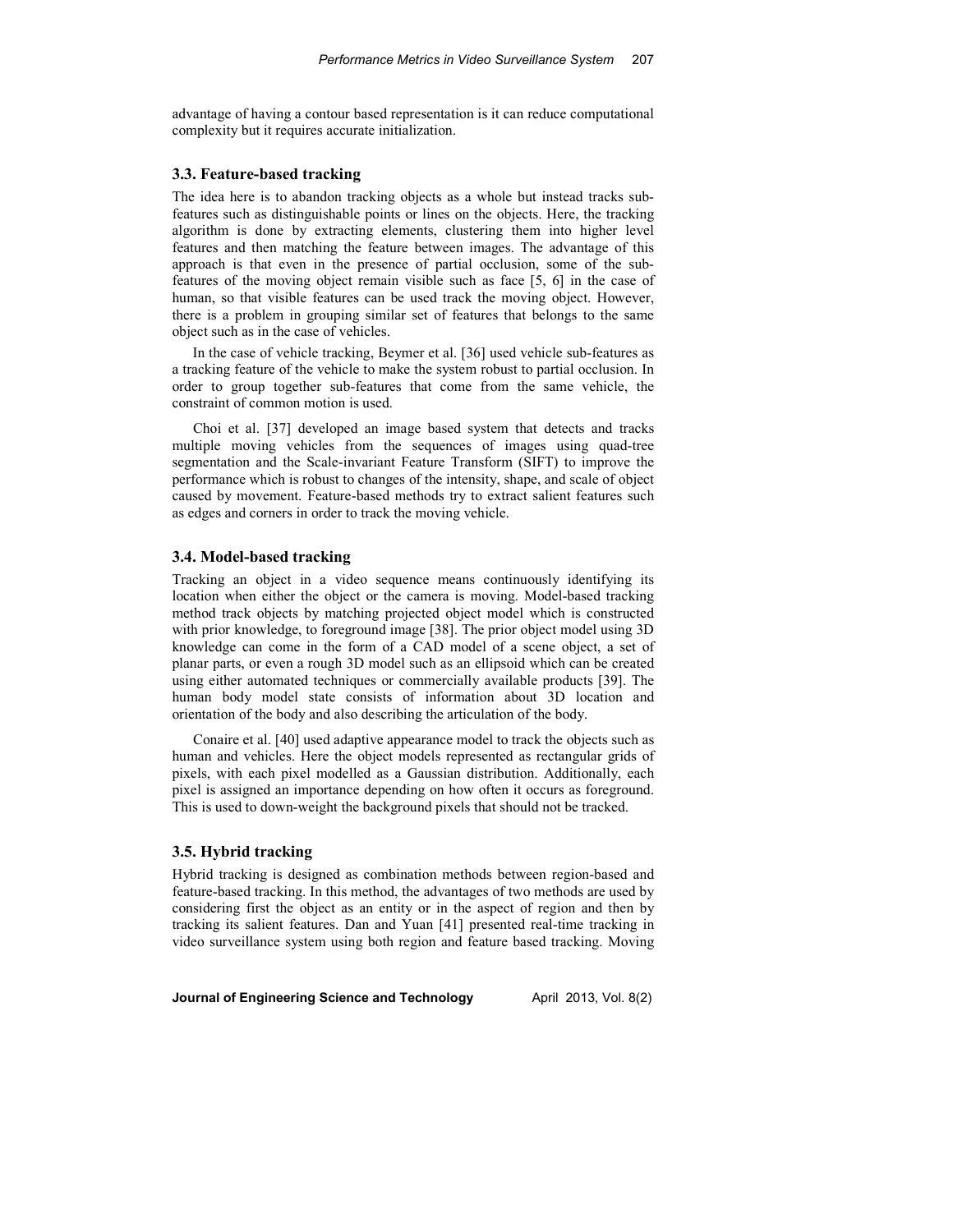advantage of having a contour based representation is it can reduce computational complexity but it requires accurate initialization.

### 3.3. Feature-based tracking

The idea here is to abandon tracking objects as a whole but instead tracks sub-features such as distinguishable points or lines on the objects. Here, the tracking algorithm is done by extracting elements, clustering them into higher level features and then matching the feature between images. The advantage of this approach is that even in the presence of partial occlusion, some of the sub-features of the moving object remain visible such as face [5, 6] in the case of human, so that visible features can be used track the moving object. However, there is a problem in grouping similar set of features that belongs to the same object such as in the case of vehicles.

In the case of vehicle tracking, Beymer et al. [36] used vehicle sub-features as a tracking feature of the vehicle to make the system robust to partial occlusion. In order to group together sub-features that come from the same vehicle, the constraint of common motion is used.

Choi et al. [37] developed an image based system that detects and tracks multiple moving vehicles from the sequences of images using quad-tree segmentation and the Scale-invariant Feature Transform (SIFT) to improve the performance which is robust to changes of the intensity, shape, and scale of object caused by movement. Feature-based methods try to extract salient features such as edges and corners in order to track the moving vehicle.

### 3.4. Model-based tracking

Tracking an object in a video sequence means continuously identifying its location when either the object or the camera is moving. Model-based tracking method track objects by matching projected object model which is constructed with prior knowledge, to foreground image [38]. The prior object model using 3D knowledge can come in the form of a CAD model of a scene object, a set of planar parts, or even a rough 3D model such as an ellipsoid which can be created using either automated techniques or commercially available products [39]. The human body model state consists of information about 3D location and orientation of the body and also describing the articulation of the body.

Conaire et al. [40] used adaptive appearance model to track the objects such as human and vehicles. Here the object models represented as rectangular grids of pixels, with each pixel modelled as a Gaussian distribution. Additionally, each pixel is assigned an importance depending on how often it occurs as foreground. This is used to down-weight the background pixels that should not be tracked.

### 3.5. Hybrid tracking

Hybrid tracking is designed as combination methods between region-based and feature-based tracking. In this method, the advantages of two methods are used by considering first the object as an entity or in the aspect of region and then by tracking its salient features. Dan and Yuan [41] presented real-time tracking in video surveillance system using both region and feature based tracking. Moving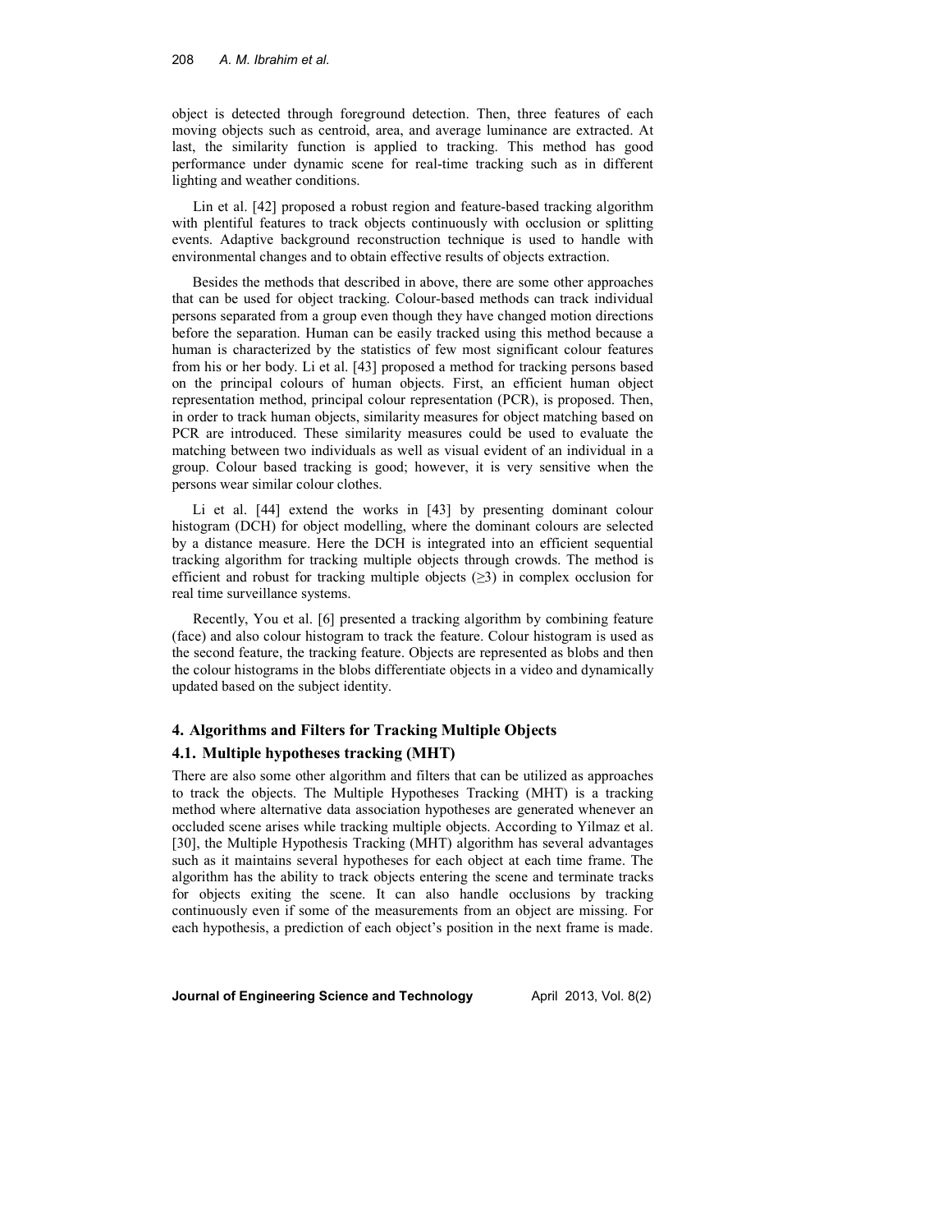object is detected through foreground detection. Then, three features of each moving objects such as centroid, area, and average luminance are extracted. At last, the similarity function is applied to tracking. This method has good performance under dynamic scene for real-time tracking such as in different lighting and weather conditions.

Lin et al. [42] proposed a robust region and feature-based tracking algorithm with plentiful features to track objects continuously with occlusion or splitting events. Adaptive background reconstruction technique is used to handle with environmental changes and to obtain effective results of objects extraction.

Besides the methods that described in above, there are some other approaches that can be used for object tracking. Colour-based methods can track individual persons separated from a group even though they have changed motion directions before the separation. Human can be easily tracked using this method because a human is characterized by the statistics of few most significant colour features from his or her body. Li et al. [43] proposed a method for tracking persons based on the principal colours of human objects. First, an efficient human object representation method, principal colour representation (PCR), is proposed. Then, in order to track human objects, similarity measures for object matching based on PCR are introduced. These similarity measures could be used to evaluate the matching between two individuals as well as visual evident of an individual in a group. Colour based tracking is good; however, it is very sensitive when the persons wear similar colour clothes.

Li et al. [44] extend the works in [43] by presenting dominant colour histogram (DCH) for object modelling, where the dominant colours are selected by a distance measure. Here the DCH is integrated into an efficient sequential tracking algorithm for tracking multiple objects through crowds. The method is efficient and robust for tracking multiple objects ($\geq 3$) in complex occlusion for real time surveillance systems.

Recently, You et al. [6] presented a tracking algorithm by combining feature (face) and also colour histogram to track the feature. Colour histogram is used as the second feature, the tracking feature. Objects are represented as blobs and then the colour histograms in the blobs differentiate objects in a video and dynamically updated based on the subject identity.

## 4. Algorithms and Filters for Tracking Multiple Objects

### 4.1. Multiple hypotheses tracking (MHT)

There are also some other algorithm and filters that can be utilized as approaches to track the objects. The Multiple Hypotheses Tracking (MHT) is a tracking method where alternative data association hypotheses are generated whenever an occluded scene arises while tracking multiple objects. According to Yilmaz et al. [30], the Multiple Hypothesis Tracking (MHT) algorithm has several advantages such as it maintains several hypotheses for each object at each time frame. The algorithm has the ability to track objects entering the scene and terminate tracks for objects exiting the scene. It can also handle occlusions by tracking continuously even if some of the measurements from an object are missing. For each hypothesis, a prediction of each object's position in the next frame is made.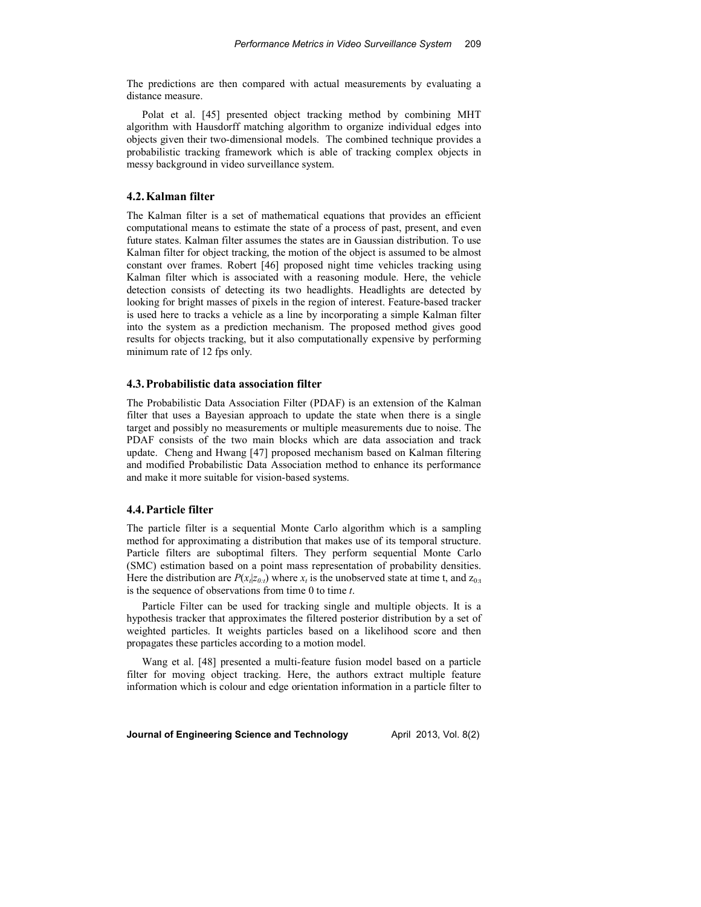The predictions are then compared with actual measurements by evaluating a distance measure.

Polat et al. [45] presented object tracking method by combining MHT algorithm with Hausdorff matching algorithm to organize individual edges into objects given their two-dimensional models. The combined technique provides a probabilistic tracking framework which is able of tracking complex objects in messy background in video surveillance system.

### 4.2. Kalman filter

The Kalman filter is a set of mathematical equations that provides an efficient computational means to estimate the state of a process of past, present, and even future states. Kalman filter assumes the states are in Gaussian distribution. To use Kalman filter for object tracking, the motion of the object is assumed to be almost constant over frames. Robert [46] proposed night time vehicles tracking using Kalman filter which is associated with a reasoning module. Here, the vehicle detection consists of detecting its two headlights. Headlights are detected by looking for bright masses of pixels in the region of interest. Feature-based tracker is used here to tracks a vehicle as a line by incorporating a simple Kalman filter into the system as a prediction mechanism. The proposed method gives good results for objects tracking, but it also computationally expensive by performing minimum rate of 12 fps only.

### 4.3. Probabilistic data association filter

The Probabilistic Data Association Filter (PDAF) is an extension of the Kalman filter that uses a Bayesian approach to update the state when there is a single target and possibly no measurements or multiple measurements due to noise. The PDAF consists of the two main blocks which are data association and track update. Cheng and Hwang [47] proposed mechanism based on Kalman filtering and modified Probabilistic Data Association method to enhance its performance and make it more suitable for vision-based systems.

### 4.4. Particle filter

The particle filter is a sequential Monte Carlo algorithm which is a sampling method for approximating a distribution that makes use of its temporal structure. Particle filters are suboptimal filters. They perform sequential Monte Carlo (SMC) estimation based on a point mass representation of probability densities. Here the distribution are $P(x_t|z_{0:t})$ where $x_t$ is the unobserved state at time t, and $z_{0:t}$ is the sequence of observations from time 0 to time *t*.

Particle Filter can be used for tracking single and multiple objects. It is a hypothesis tracker that approximates the filtered posterior distribution by a set of weighted particles. It weights particles based on a likelihood score and then propagates these particles according to a motion model.

Wang et al. [48] presented a multi-feature fusion model based on a particle filter for moving object tracking. Here, the authors extract multiple feature information which is colour and edge orientation information in a particle filter to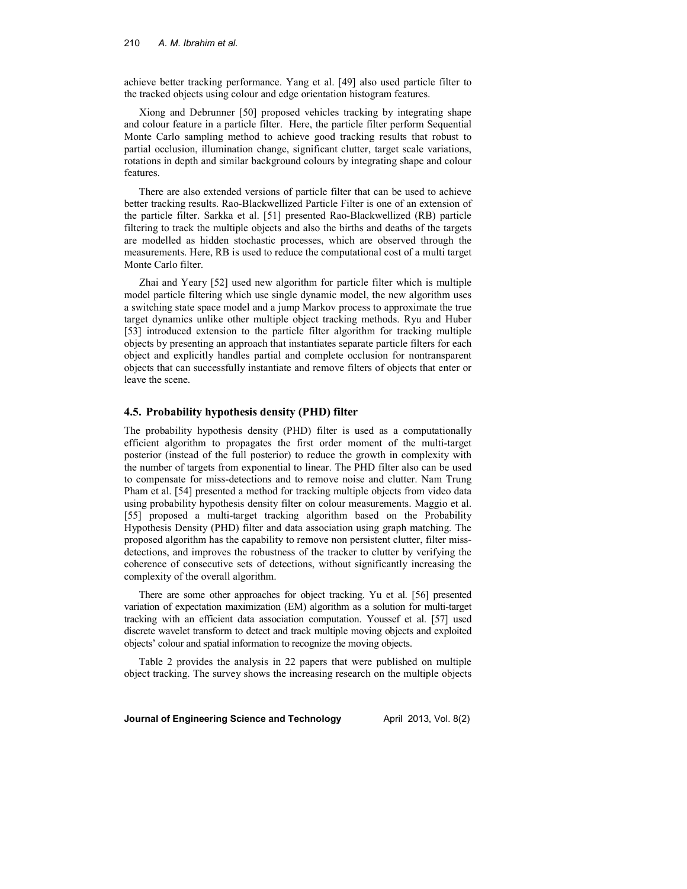achieve better tracking performance. Yang et al. [49] also used particle filter to the tracked objects using colour and edge orientation histogram features.

Xiong and Debrunner [50] proposed vehicles tracking by integrating shape and colour feature in a particle filter. Here, the particle filter perform Sequential Monte Carlo sampling method to achieve good tracking results that robust to partial occlusion, illumination change, significant clutter, target scale variations, rotations in depth and similar background colours by integrating shape and colour features.

There are also extended versions of particle filter that can be used to achieve better tracking results. Rao-Blackwellized Particle Filter is one of an extension of the particle filter. Sarkka et al. [51] presented Rao-Blackwellized (RB) particle filtering to track the multiple objects and also the births and deaths of the targets are modelled as hidden stochastic processes, which are observed through the measurements. Here, RB is used to reduce the computational cost of a multi target Monte Carlo filter.

Zhai and Yeary [52] used new algorithm for particle filter which is multiple model particle filtering which use single dynamic model, the new algorithm uses a switching state space model and a jump Markov process to approximate the true target dynamics unlike other multiple object tracking methods. Ryu and Huber [53] introduced extension to the particle filter algorithm for tracking multiple objects by presenting an approach that instantiates separate particle filters for each object and explicitly handles partial and complete occlusion for nontransparent objects that can successfully instantiate and remove filters of objects that enter or leave the scene.

## 4.5. Probability hypothesis density (PHD) filter

The probability hypothesis density (PHD) filter is used as a computationally efficient algorithm to propagates the first order moment of the multi-target posterior (instead of the full posterior) to reduce the growth in complexity with the number of targets from exponential to linear. The PHD filter also can be used to compensate for miss-detections and to remove noise and clutter. Nam Trung Pham et al. [54] presented a method for tracking multiple objects from video data using probability hypothesis density filter on colour measurements. Maggio et al. [55] proposed a multi-target tracking algorithm based on the Probability Hypothesis Density (PHD) filter and data association using graph matching. The proposed algorithm has the capability to remove non persistent clutter, filter miss-detections, and improves the robustness of the tracker to clutter by verifying the coherence of consecutive sets of detections, without significantly increasing the complexity of the overall algorithm.

There are some other approaches for object tracking. Yu et al. [56] presented variation of expectation maximization (EM) algorithm as a solution for multi-target tracking with an efficient data association computation. Youssef et al. [57] used discrete wavelet transform to detect and track multiple moving objects and exploited objects' colour and spatial information to recognize the moving objects.

Table 2 provides the analysis in 22 papers that were published on multiple object tracking. The survey shows the increasing research on the multiple objects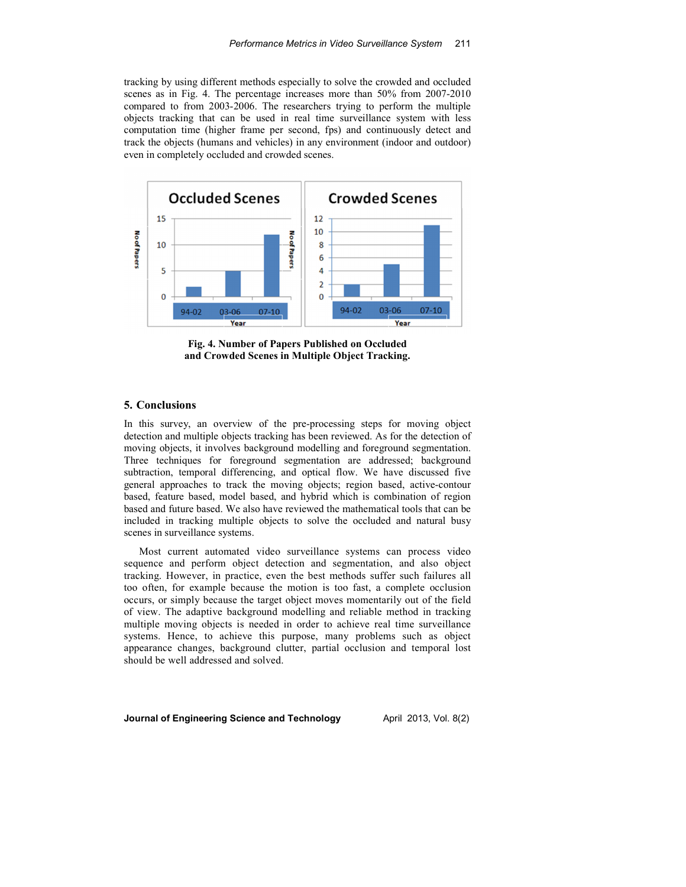tracking by using different methods especially to solve the crowded and occluded scenes as in Fig. 4. The percentage increases more than 50% from 2007-2010 compared to from 2003-2006. The researchers trying to perform the multiple objects tracking that can be used in real time surveillance system with less computation time (higher frame per second, fps) and continuously detect and track the objects (humans and vehicles) in any environment (indoor and outdoor) even in completely occluded and crowded scenes.

**Fig. 4. Number of Papers Published on Occluded and Crowded Scenes in Multiple Object Tracking.**

## 5. Conclusions

In this survey, an overview of the pre-processing steps for moving object detection and multiple objects tracking has been reviewed. As for the detection of moving objects, it involves background modelling and foreground segmentation. Three techniques for foreground segmentation are addressed; background subtraction, temporal differencing, and optical flow. We have discussed five general approaches to track the moving objects; region based, active-contour based, feature based, model based, and hybrid which is combination of region based and future based. We also have reviewed the mathematical tools that can be included in tracking multiple objects to solve the occluded and natural busy scenes in surveillance systems.

Most current automated video surveillance systems can process video sequence and perform object detection and segmentation, and also object tracking. However, in practice, even the best methods suffer such failures all too often, for example because the motion is too fast, a complete occlusion occurs, or simply because the target object moves momentarily out of the field of view. The adaptive background modelling and reliable method in tracking multiple moving objects is needed in order to achieve real time surveillance systems. Hence, to achieve this purpose, many problems such as object appearance changes, background clutter, partial occlusion and temporal lost should be well addressed and solved.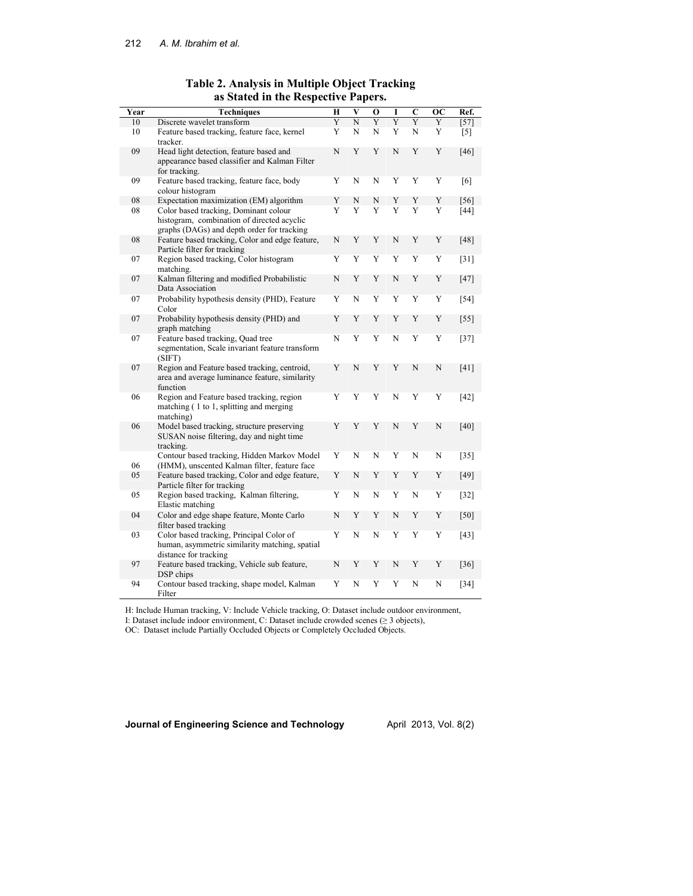**Table 2. Analysis in Multiple Object Tracking as Stated in the Respective Papers.**

| Year | Techniques | H | V | O | I | C | OC | Ref. |
|---|---|---|---|---|---|---|---|---|
| 10 | Discrete wavelet transform | Y | N | Y | Y | Y | Y | [57] |
| 10 | Feature based tracking, feature face, kernel tracker. | Y | N | N | Y | N | Y | [5] |
| 09 | Head light detection, feature based and appearance based classifier and Kalman Filter for tracking. | N | Y | Y | N | Y | Y | [46] |
| 09 | Feature based tracking, feature face, body colour histogram | Y | N | N | Y | Y | Y | [6] |
| 08 | Expectation maximization (EM) algorithm | Y | N | N | Y | Y | Y | [56] |
| 08 | Color based tracking, Dominant colour histogram, combination of directed acyclic graphs (DAGs) and depth order for tracking | Y | Y | Y | Y | Y | Y | [44] |
| 08 | Feature based tracking, Color and edge feature, Particle filter for tracking | N | Y | Y | N | Y | Y | [48] |
| 07 | Region based tracking, Color histogram matching. | Y | Y | Y | Y | Y | Y | [31] |
| 07 | Kalman filtering and modified Probabilistic Data Association | N | Y | Y | N | Y | Y | [47] |
| 07 | Probability hypothesis density (PHD), Feature Color | Y | N | Y | Y | Y | Y | [54] |
| 07 | Probability hypothesis density (PHD) and graph matching | Y | Y | Y | Y | Y | Y | [55] |
| 07 | Feature based tracking, Quad tree segmentation, Scale invariant feature transform (SIFT) | N | Y | Y | N | Y | Y | [37] |
| 07 | Region and Feature based tracking, centroid, area and average luminance feature, similarity function | Y | N | Y | Y | N | N | [41] |
| 06 | Region and Feature based tracking, region matching ( 1 to 1, splitting and merging matching) | Y | Y | Y | N | Y | Y | [42] |
| 06 | Model based tracking, structure preserving SUSAN noise filtering, day and night time tracking. | Y | Y | Y | N | Y | N | [40] |
| 06 | Contour based tracking, Hidden Markov Model (HMM), unscented Kalman filter, feature face | Y | N | N | Y | N | N | [35] |
| 05 | Feature based tracking, Color and edge feature, Particle filter for tracking | Y | N | Y | Y | Y | Y | [49] |
| 05 | Region based tracking, Kalman filtering, Elastic matching | Y | N | N | Y | N | Y | [32] |
| 04 | Color and edge shape feature, Monte Carlo filter based tracking | N | Y | Y | N | Y | Y | [50] |
| 03 | Color based tracking, Principal Color of human, asymmetric similarity matching, spatial distance for tracking | Y | N | N | Y | Y | Y | [43] |
| 97 | Feature based tracking, Vehicle sub feature, DSP chips | N | Y | Y | N | Y | Y | [36] |
| 94 | Contour based tracking, shape model, Kalman Filter | Y | N | Y | Y | N | N | [34] |

H: Include Human tracking, V: Include Vehicle tracking, O: Dataset include outdoor environment,
I: Dataset include indoor environment, C: Dataset include crowded scenes ($\geq 3$ objects),
OC: Dataset include Partially Occluded Objects or Completely Occluded Objects.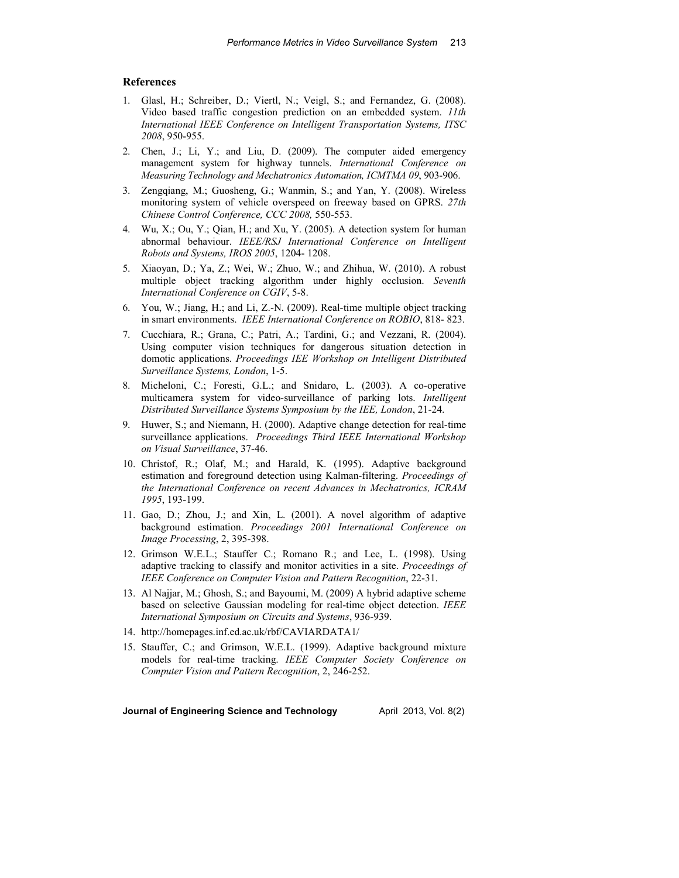## References

1. Glasl, H.; Schreiber, D.; Viertl, N.; Veigl, S.; and Fernandez, G. (2008). Video based traffic congestion prediction on an embedded system. *11th International IEEE Conference on Intelligent Transportation Systems, ITSC 2008*, 950-955.
2. Chen, J.; Li, Y.; and Liu, D. (2009). The computer aided emergency management system for highway tunnels. *International Conference on Measuring Technology and Mechatronics Automation, ICMTMA 09*, 903-906.
3. Zengqiang, M.; Guosheng, G.; Wanmin, S.; and Yan, Y. (2008). Wireless monitoring system of vehicle overspeed on freeway based on GPRS. *27th Chinese Control Conference, CCC 2008,* 550-553.
4. Wu, X.; Ou, Y.; Qian, H.; and Xu, Y. (2005). A detection system for human abnormal behaviour. *IEEE/RSJ International Conference on Intelligent Robots and Systems, IROS 2005*, 1204- 1208.
5. Xiaoyan, D.; Ya, Z.; Wei, W.; Zhuo, W.; and Zhihua, W. (2010). A robust multiple object tracking algorithm under highly occlusion. *Seventh International Conference on CGIV*, 5-8.
6. You, W.; Jiang, H.; and Li, Z.-N. (2009). Real-time multiple object tracking in smart environments. *IEEE International Conference on ROBIO*, 818- 823.
7. Cucchiara, R.; Grana, C.; Patri, A.; Tardini, G.; and Vezzani, R. (2004). Using computer vision techniques for dangerous situation detection in domotic applications. *Proceedings IEE Workshop on Intelligent Distributed Surveillance Systems, London*, 1-5.
8. Micheloni, C.; Foresti, G.L.; and Snidaro, L. (2003). A co-operative multicamera system for video-surveillance of parking lots. *Intelligent Distributed Surveillance Systems Symposium by the IEE, London*, 21-24.
9. Huwer, S.; and Niemann, H. (2000). Adaptive change detection for real-time surveillance applications. *Proceedings Third IEEE International Workshop on Visual Surveillance*, 37-46.
10. Christof, R.; Olaf, M.; and Harald, K. (1995). Adaptive background estimation and foreground detection using Kalman-filtering. *Proceedings of the International Conference on recent Advances in Mechatronics, ICRAM 1995*, 193-199.
11. Gao, D.; Zhou, J.; and Xin, L. (2001). A novel algorithm of adaptive background estimation. *Proceedings 2001 International Conference on Image Processing*, 2, 395-398.
12. Grimson W.E.L.; Stauffer C.; Romano R.; and Lee, L. (1998). Using adaptive tracking to classify and monitor activities in a site. *Proceedings of IEEE Conference on Computer Vision and Pattern Recognition*, 22-31.
13. Al Najjar, M.; Ghosh, S.; and Bayoumi, M. (2009) A hybrid adaptive scheme based on selective Gaussian modeling for real-time object detection. *IEEE International Symposium on Circuits and Systems*, 936-939.
14. http://homepages.inf.ed.ac.uk/rbf/CAVIARDATA1/
15. Stauffer, C.; and Grimson, W.E.L. (1999). Adaptive background mixture models for real-time tracking. *IEEE Computer Society Conference on Computer Vision and Pattern Recognition*, 2, 246-252.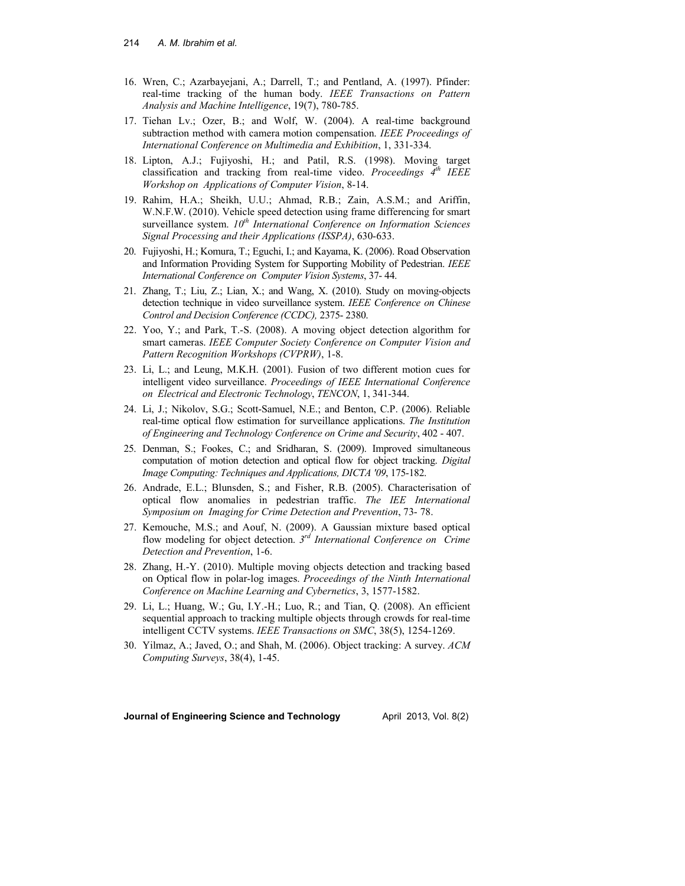16. Wren, C.; Azarbayejani, A.; Darrell, T.; and Pentland, A. (1997). Pfinder: real-time tracking of the human body. *IEEE Transactions on Pattern Analysis and Machine Intelligence*, 19(7), 780-785.
17. Tiehan Lv.; Ozer, B.; and Wolf, W. (2004). A real-time background subtraction method with camera motion compensation. *IEEE Proceedings of International Conference on Multimedia and Exhibition*, 1, 331-334.
18. Lipton, A.J.; Fujiyoshi, H.; and Patil, R.S. (1998). Moving target classification and tracking from real-time video. *Proceedings 4th IEEE Workshop on Applications of Computer Vision*, 8-14.
19. Rahim, H.A.; Sheikh, U.U.; Ahmad, R.B.; Zain, A.S.M.; and Ariffin, W.N.F.W. (2010). Vehicle speed detection using frame differencing for smart surveillance system. *10th International Conference on Information Sciences Signal Processing and their Applications (ISSPA)*, 630-633.
20. Fujiyoshi, H.; Komura, T.; Eguchi, I.; and Kayama, K. (2006). Road Observation and Information Providing System for Supporting Mobility of Pedestrian. *IEEE International Conference on Computer Vision Systems*, 37- 44.
21. Zhang, T.; Liu, Z.; Lian, X.; and Wang, X. (2010). Study on moving-objects detection technique in video surveillance system. *IEEE Conference on Chinese Control and Decision Conference (CCDC),* 2375- 2380.
22. Yoo, Y.; and Park, T.-S. (2008). A moving object detection algorithm for smart cameras. *IEEE Computer Society Conference on Computer Vision and Pattern Recognition Workshops (CVPRW)*, 1-8.
23. Li, L.; and Leung, M.K.H. (2001). Fusion of two different motion cues for intelligent video surveillance. *Proceedings of IEEE International Conference on Electrical and Electronic Technology*, *TENCON*, 1, 341-344.
24. Li, J.; Nikolov, S.G.; Scott-Samuel, N.E.; and Benton, C.P. (2006). Reliable real-time optical flow estimation for surveillance applications. *The Institution of Engineering and Technology Conference on Crime and Security*, 402 - 407.
25. Denman, S.; Fookes, C.; and Sridharan, S. (2009). Improved simultaneous computation of motion detection and optical flow for object tracking. *Digital Image Computing: Techniques and Applications, DICTA '09*, 175-182.
26. Andrade, E.L.; Blunsden, S.; and Fisher, R.B. (2005). Characterisation of optical flow anomalies in pedestrian traffic. *The IEE International Symposium on Imaging for Crime Detection and Prevention*, 73- 78.
27. Kemouche, M.S.; and Aouf, N. (2009). A Gaussian mixture based optical flow modeling for object detection. *3rd International Conference on Crime Detection and Prevention*, 1-6.
28. Zhang, H.-Y. (2010). Multiple moving objects detection and tracking based on Optical flow in polar-log images. *Proceedings of the Ninth International Conference on Machine Learning and Cybernetics*, 3, 1577-1582.
29. Li, L.; Huang, W.; Gu, I.Y.-H.; Luo, R.; and Tian, Q. (2008). An efficient sequential approach to tracking multiple objects through crowds for real-time intelligent CCTV systems. *IEEE Transactions on SMC*, 38(5), 1254-1269.
30. Yilmaz, A.; Javed, O.; and Shah, M. (2006). Object tracking: A survey. *ACM Computing Surveys*, 38(4), 1-45.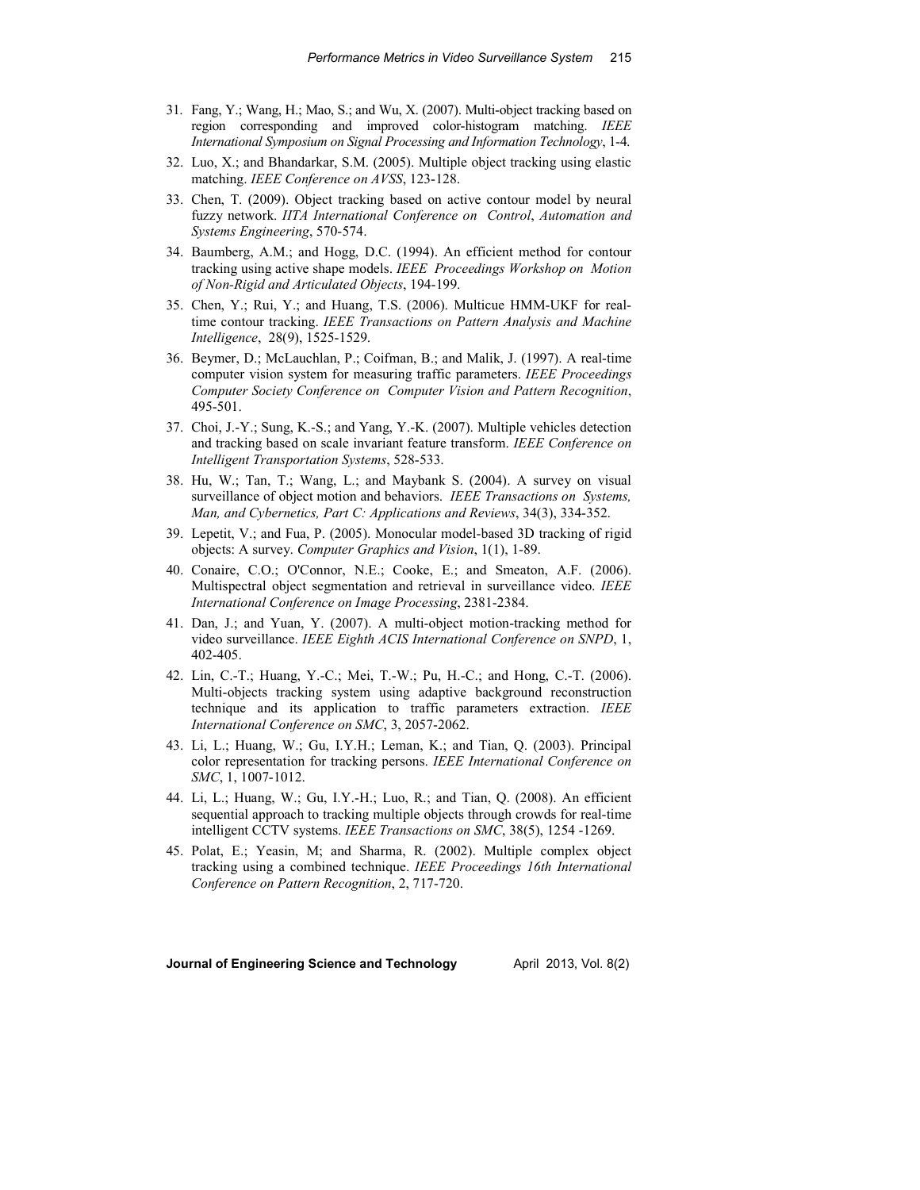31. Fang, Y.; Wang, H.; Mao, S.; and Wu, X. (2007). Multi-object tracking based on region corresponding and improved color-histogram matching. *IEEE International Symposium on Signal Processing and Information Technology*, 1-4.
32. Luo, X.; and Bhandarkar, S.M. (2005). Multiple object tracking using elastic matching. *IEEE Conference on AVSS*, 123-128.
33. Chen, T. (2009). Object tracking based on active contour model by neural fuzzy network. *IITA International Conference on Control*, *Automation and Systems Engineering*, 570-574.
34. Baumberg, A.M.; and Hogg, D.C. (1994). An efficient method for contour tracking using active shape models. *IEEE Proceedings Workshop on Motion of Non-Rigid and Articulated Objects*, 194-199.
35. Chen, Y.; Rui, Y.; and Huang, T.S. (2006). Multicue HMM-UKF for real-time contour tracking. *IEEE Transactions on Pattern Analysis and Machine Intelligence*, 28(9), 1525-1529.
36. Beymer, D.; McLauchlan, P.; Coifman, B.; and Malik, J. (1997). A real-time computer vision system for measuring traffic parameters. *IEEE Proceedings Computer Society Conference on Computer Vision and Pattern Recognition*, 495-501.
37. Choi, J.-Y.; Sung, K.-S.; and Yang, Y.-K. (2007). Multiple vehicles detection and tracking based on scale invariant feature transform. *IEEE Conference on Intelligent Transportation Systems*, 528-533.
38. Hu, W.; Tan, T.; Wang, L.; and Maybank S. (2004). A survey on visual surveillance of object motion and behaviors. *IEEE Transactions on Systems, Man, and Cybernetics, Part C: Applications and Reviews*, 34(3), 334-352.
39. Lepetit, V.; and Fua, P. (2005). Monocular model-based 3D tracking of rigid objects: A survey. *Computer Graphics and Vision*, 1(1), 1-89.
40. Conaire, C.O.; O'Connor, N.E.; Cooke, E.; and Smeaton, A.F. (2006). Multispectral object segmentation and retrieval in surveillance video. *IEEE International Conference on Image Processing*, 2381-2384.
41. Dan, J.; and Yuan, Y. (2007). A multi-object motion-tracking method for video surveillance. *IEEE Eighth ACIS International Conference on SNPD*, 1, 402-405.
42. Lin, C.-T.; Huang, Y.-C.; Mei, T.-W.; Pu, H.-C.; and Hong, C.-T. (2006). Multi-objects tracking system using adaptive background reconstruction technique and its application to traffic parameters extraction. *IEEE International Conference on SMC*, 3, 2057-2062.
43. Li, L.; Huang, W.; Gu, I.Y.H.; Leman, K.; and Tian, Q. (2003). Principal color representation for tracking persons. *IEEE International Conference on SMC*, 1, 1007-1012.
44. Li, L.; Huang, W.; Gu, I.Y.-H.; Luo, R.; and Tian, Q. (2008). An efficient sequential approach to tracking multiple objects through crowds for real-time intelligent CCTV systems. *IEEE Transactions on SMC*, 38(5), 1254 -1269.
45. Polat, E.; Yeasin, M; and Sharma, R. (2002). Multiple complex object tracking using a combined technique. *IEEE Proceedings 16th International Conference on Pattern Recognition*, 2, 717-720.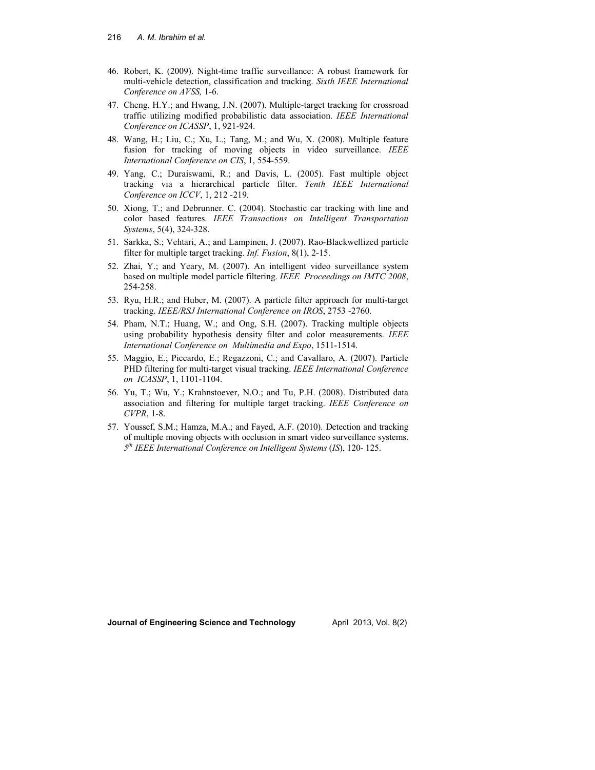46. Robert, K. (2009). Night-time traffic surveillance: A robust framework for multi-vehicle detection, classification and tracking. *Sixth IEEE International Conference on AVSS,* 1-6.
47. Cheng, H.Y.; and Hwang, J.N. (2007). Multiple-target tracking for crossroad traffic utilizing modified probabilistic data association. *IEEE International Conference on ICASSP*, 1, 921-924.
48. Wang, H.; Liu, C.; Xu, L.; Tang, M.; and Wu, X. (2008). Multiple feature fusion for tracking of moving objects in video surveillance. *IEEE International Conference on CIS*, 1, 554-559.
49. Yang, C.; Duraiswami, R.; and Davis, L. (2005). Fast multiple object tracking via a hierarchical particle filter. *Tenth IEEE International Conference on ICCV*, 1, 212 -219.
50. Xiong, T.; and Debrunner. C. (2004). Stochastic car tracking with line and color based features. *IEEE Transactions on Intelligent Transportation Systems*, 5(4), 324-328.
51. Sarkka, S.; Vehtari, A.; and Lampinen, J. (2007). Rao-Blackwellized particle filter for multiple target tracking. *Inf. Fusion*, 8(1), 2-15.
52. Zhai, Y.; and Yeary, M. (2007). An intelligent video surveillance system based on multiple model particle filtering. *IEEE Proceedings on IMTC 2008*, 254-258.
53. Ryu, H.R.; and Huber, M. (2007). A particle filter approach for multi-target tracking. *IEEE/RSJ International Conference on IROS*, 2753 -2760.
54. Pham, N.T.; Huang, W.; and Ong, S.H. (2007). Tracking multiple objects using probability hypothesis density filter and color measurements. *IEEE International Conference on Multimedia and Expo*, 1511-1514.
55. Maggio, E.; Piccardo, E.; Regazzoni, C.; and Cavallaro, A. (2007). Particle PHD filtering for multi-target visual tracking. *IEEE International Conference on ICASSP*, 1, 1101-1104.
56. Yu, T.; Wu, Y.; Krahnstoever, N.O.; and Tu, P.H. (2008). Distributed data association and filtering for multiple target tracking. *IEEE Conference on CVPR*, 1-8.
57. Youssef, S.M.; Hamza, M.A.; and Fayed, A.F. (2010). Detection and tracking of multiple moving objects with occlusion in smart video surveillance systems. *5th IEEE International Conference on Intelligent Systems* (*IS*), 120- 125.